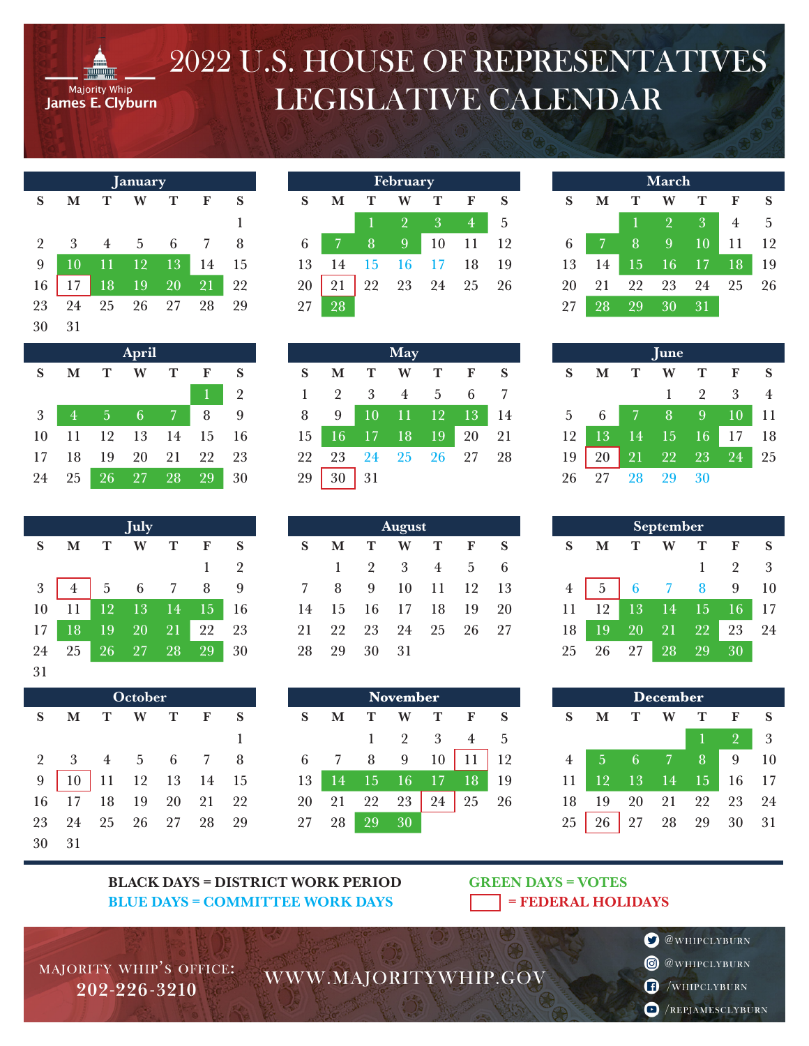# 2022 U.S. HOUSE OF REPRESENTATIVES LEGISLATIVE CALENDAR

Majority Whip
James E. Clyburn

## January

| S | M | T | W | T | F | S |
|---|---|---|---|---|---|---|
| | | | | | | 1 |
| 2 | 3 | 4 | 5 | 6 | 7 | 8 |
| 9 | 10 | 11 | 12 | 13 | 14 | 15 |
| 16 | 17 | 18 | 19 | 20 | 21 | 22 |
| 23 | 24 | 25 | 26 | 27 | 28 | 29 |
| 30 | 31 | | | | | |

## February

| S | M | T | W | T | F | S |
|---|---|---|---|---|---|---|
| | | 1 | 2 | 3 | 4 | 5 |
| 6 | 7 | 8 | 9 | 10 | 11 | 12 |
| 13 | 14 | 15 | 16 | 17 | 18 | 19 |
| 20 | 21 | 22 | 23 | 24 | 25 | 26 |
| 27 | 28 | | | | | |

## March

| S | M | T | W | T | F | S |
|---|---|---|---|---|---|---|
| | | 1 | 2 | 3 | 4 | 5 |
| 6 | 7 | 8 | 9 | 10 | 11 | 12 |
| 13 | 14 | 15 | 16 | 17 | 18 | 19 |
| 20 | 21 | 22 | 23 | 24 | 25 | 26 |
| 27 | 28 | 29 | 30 | 31 | | |

## April

| S | M | T | W | T | F | S |
|---|---|---|---|---|---|---|
| | | | | | 1 | 2 |
| 3 | 4 | 5 | 6 | 7 | 8 | 9 |
| 10 | 11 | 12 | 13 | 14 | 15 | 16 |
| 17 | 18 | 19 | 20 | 21 | 22 | 23 |
| 24 | 25 | 26 | 27 | 28 | 29 | 30 |

## May

| S | M | T | W | T | F | S |
|---|---|---|---|---|---|---|
| 1 | 2 | 3 | 4 | 5 | 6 | 7 |
| 8 | 9 | 10 | 11 | 12 | 13 | 14 |
| 15 | 16 | 17 | 18 | 19 | 20 | 21 |
| 22 | 23 | 24 | 25 | 26 | 27 | 28 |
| 29 | 30 | 31 | | | | |

## June

| S | M | T | W | T | F | S |
|---|---|---|---|---|---|---|
| | | | 1 | 2 | 3 | 4 |
| 5 | 6 | 7 | 8 | 9 | 10 | 11 |
| 12 | 13 | 14 | 15 | 16 | 17 | 18 |
| 19 | 20 | 21 | 22 | 23 | 24 | 25 |
| 26 | 27 | 28 | 29 | 30 | | |

## July

| S | M | T | W | T | F | S |
|---|---|---|---|---|---|---|
| | | | | | 1 | 2 |
| 3 | 4 | 5 | 6 | 7 | 8 | 9 |
| 10 | 11 | 12 | 13 | 14 | 15 | 16 |
| 17 | 18 | 19 | 20 | 21 | 22 | 23 |
| 24 | 25 | 26 | 27 | 28 | 29 | 30 |
| 31 | | | | | | |

## August

| S | M | T | W | T | F | S |
|---|---|---|---|---|---|---|
| | 1 | 2 | 3 | 4 | 5 | 6 |
| 7 | 8 | 9 | 10 | 11 | 12 | 13 |
| 14 | 15 | 16 | 17 | 18 | 19 | 20 |
| 21 | 22 | 23 | 24 | 25 | 26 | 27 |
| 28 | 29 | 30 | 31 | | | |

## September

| S | M | T | W | T | F | S |
|---|---|---|---|---|---|---|
| | | | | 1 | 2 | 3 |
| 4 | 5 | 6 | 7 | 8 | 9 | 10 |
| 11 | 12 | 13 | 14 | 15 | 16 | 17 |
| 18 | 19 | 20 | 21 | 22 | 23 | 24 |
| 25 | 26 | 27 | 28 | 29 | 30 | |

## October

| S | M | T | W | T | F | S |
|---|---|---|---|---|---|---|
| | | | | | | 1 |
| 2 | 3 | 4 | 5 | 6 | 7 | 8 |
| 9 | 10 | 11 | 12 | 13 | 14 | 15 |
| 16 | 17 | 18 | 19 | 20 | 21 | 22 |
| 23 | 24 | 25 | 26 | 27 | 28 | 29 |
| 30 | 31 | | | | | |

## November

| S | M | T | W | T | F | S |
|---|---|---|---|---|---|---|
| | | 1 | 2 | 3 | 4 | 5 |
| 6 | 7 | 8 | 9 | 10 | 11 | 12 |
| 13 | 14 | 15 | 16 | 17 | 18 | 19 |
| 20 | 21 | 22 | 23 | 24 | 25 | 26 |
| 27 | 28 | 29 | 30 | | | |

## December

| S | M | T | W | T | F | S |
|---|---|---|---|---|---|---|
| | | | | 1 | 2 | 3 |
| 4 | 5 | 6 | 7 | 8 | 9 | 10 |
| 11 | 12 | 13 | 14 | 15 | 16 | 17 |
| 18 | 19 | 20 | 21 | 22 | 23 | 24 |
| 25 | 26 | 27 | 28 | 29 | 30 | 31 |

**BLACK DAYS = DISTRICT WORK PERIOD**

**GREEN DAYS = VOTES**

**BLUE DAYS = COMMITTEE WORK DAYS**

**☐ = FEDERAL HOLIDAYS**

MAJORITY WHIP'S OFFICE: 202-226-3210

WWW.MAJORITYWHIP.GOV

@WHIPCLYBURN
@WHIPCLYBURN
/WHIPCLYBURN
/REPJAMESCLYBURN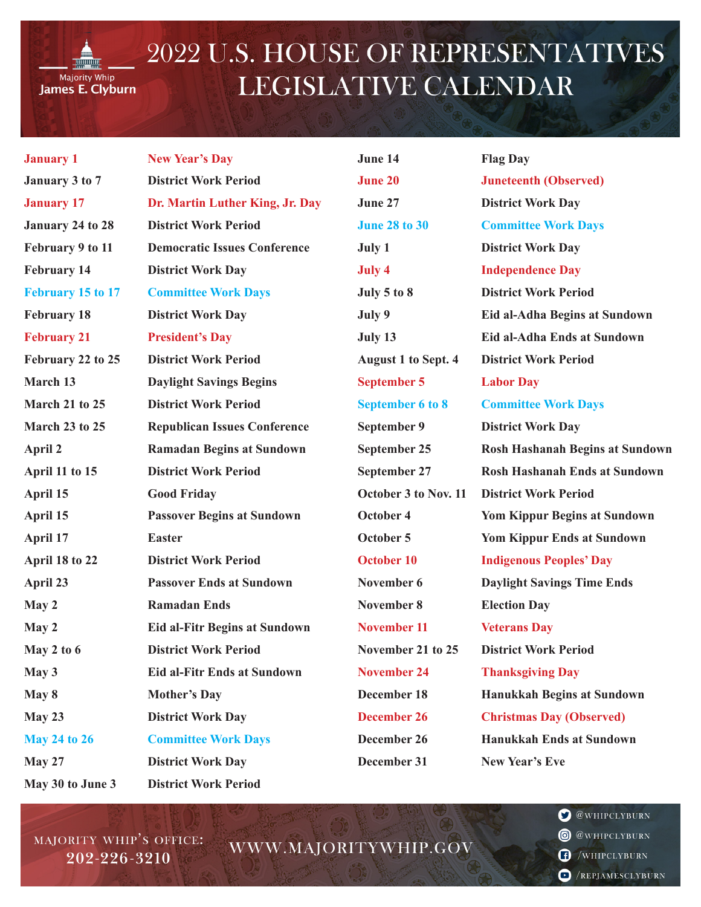Majority Whip
James E. Clyburn

# 2022 U.S. HOUSE OF REPRESENTATIVES LEGISLATIVE CALENDAR

| | |
|---|---|
| January 1 | New Year's Day |
| January 3 to 7 | District Work Period |
| January 17 | Dr. Martin Luther King, Jr. Day |
| January 24 to 28 | District Work Period |
| February 9 to 11 | Democratic Issues Conference |
| February 14 | District Work Day |
| February 15 to 17 | Committee Work Days |
| February 18 | District Work Day |
| February 21 | President's Day |
| February 22 to 25 | District Work Period |
| March 13 | Daylight Savings Begins |
| March 21 to 25 | District Work Period |
| March 23 to 25 | Republican Issues Conference |
| April 2 | Ramadan Begins at Sundown |
| April 11 to 15 | District Work Period |
| April 15 | Good Friday |
| April 15 | Passover Begins at Sundown |
| April 17 | Easter |
| April 18 to 22 | District Work Period |
| April 23 | Passover Ends at Sundown |
| May 2 | Ramadan Ends |
| May 2 | Eid al-Fitr Begins at Sundown |
| May 2 to 6 | District Work Period |
| May 3 | Eid al-Fitr Ends at Sundown |
| May 8 | Mother's Day |
| May 23 | District Work Day |
| May 24 to 26 | Committee Work Days |
| May 27 | District Work Day |
| May 30 to June 3 | District Work Period |
| June 14 | Flag Day |
| June 20 | Juneteenth (Observed) |
| June 27 | District Work Day |
| June 28 to 30 | Committee Work Days |
| July 1 | District Work Day |
| July 4 | Independence Day |
| July 5 to 8 | District Work Period |
| July 9 | Eid al-Adha Begins at Sundown |
| July 13 | Eid al-Adha Ends at Sundown |
| August 1 to Sept. 4 | District Work Period |
| September 5 | Labor Day |
| September 6 to 8 | Committee Work Days |
| September 9 | District Work Day |
| September 25 | Rosh Hashanah Begins at Sundown |
| September 27 | Rosh Hashanah Ends at Sundown |
| October 3 to Nov. 11 | District Work Period |
| October 4 | Yom Kippur Begins at Sundown |
| October 5 | Yom Kippur Ends at Sundown |
| October 10 | Indigenous Peoples' Day |
| November 6 | Daylight Savings Time Ends |
| November 8 | Election Day |
| November 11 | Veterans Day |
| November 21 to 25 | District Work Period |
| November 24 | Thanksgiving Day |
| December 18 | Hanukkah Begins at Sundown |
| December 26 | Christmas Day (Observed) |
| December 26 | Hanukkah Ends at Sundown |
| December 31 | New Year's Eve |

MAJORITY WHIP'S OFFICE:
202-226-3210

WWW.MAJORITYWHIP.GOV

@WHIPCLYBURN
@WHIPCLYBURN
/WHIPCLYBURN
/REPJAMESCLYBURN